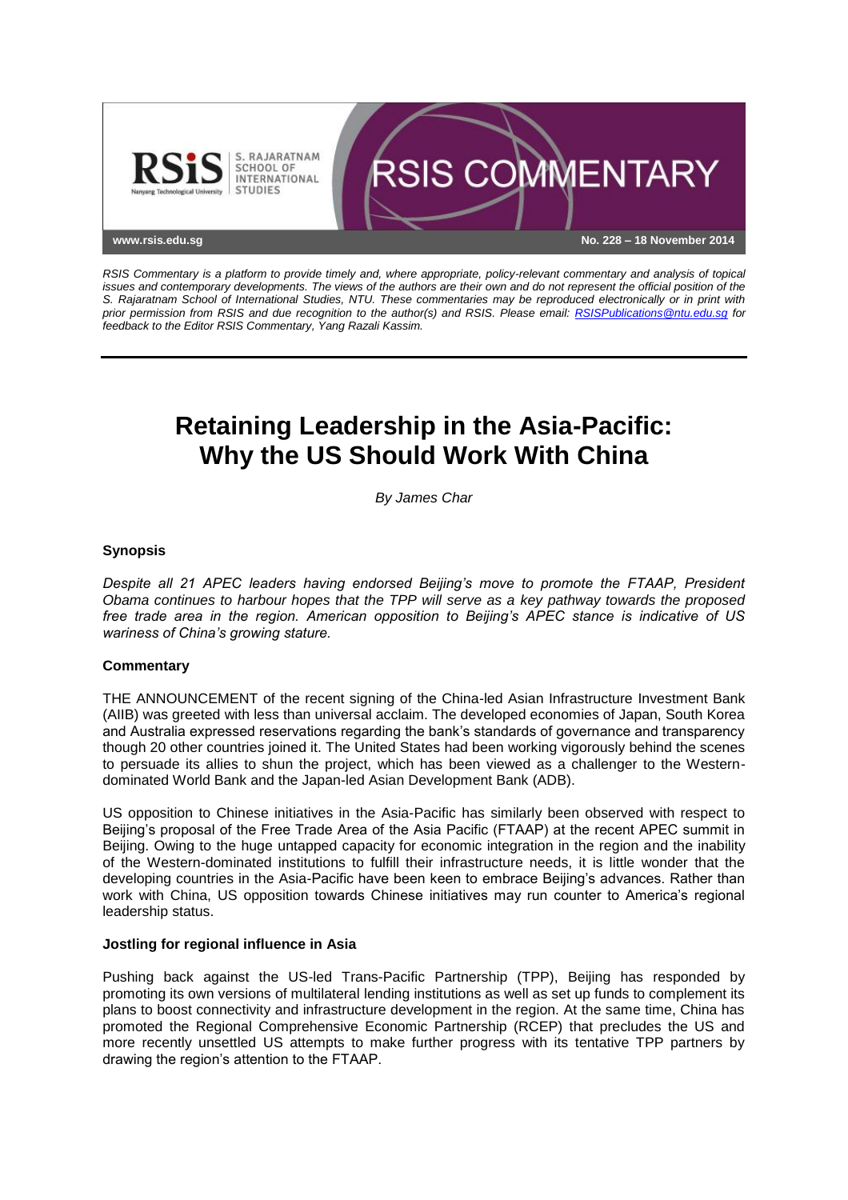RSIS Commentary is a platform to provide timely and, where appropriate, policy-relevant commentary and analysis of topical issues and contemporary developments. The views of the authors are their own and do not represent the official position of the S. Rajaratnam School of International Studies, NTU. These commentaries may be reproduced electronically or in print with prior permission from RSIS and due recognition to the author(s) and RSIS. Please email: RSISPublications@ntu.edu.sg for feedback to the Editor RSIS Commentary, Yang Razali Kassim.

No. 228 – 18 November 2014

# Retaining Leadership in the Asia-Pacific: Why the US Should Work With China

*By James Char*

### Synopsis

*Despite all 21 APEC leaders having endorsed Beijing's move to promote the FTAAP, President Obama continues to harbour hopes that the TPP will serve as a key pathway towards the proposed free trade area in the region. American opposition to Beijing's APEC stance is indicative of US wariness of China's growing stature.*

### Commentary

THE ANNOUNCEMENT of the recent signing of the China-led Asian Infrastructure Investment Bank (AIIB) was greeted with less than universal acclaim. The developed economies of Japan, South Korea and Australia expressed reservations regarding the bank's standards of governance and transparency though 20 other countries joined it. The United States had been working vigorously behind the scenes to persuade its allies to shun the project, which has been viewed as a challenger to the Western-dominated World Bank and the Japan-led Asian Development Bank (ADB).

US opposition to Chinese initiatives in the Asia-Pacific has similarly been observed with respect to Beijing's proposal of the Free Trade Area of the Asia Pacific (FTAAP) at the recent APEC summit in Beijing. Owing to the huge untapped capacity for economic integration in the region and the inability of the Western-dominated institutions to fulfill their infrastructure needs, it is little wonder that the developing countries in the Asia-Pacific have been keen to embrace Beijing's advances. Rather than work with China, US opposition towards Chinese initiatives may run counter to America's regional leadership status.

### Jostling for regional influence in Asia

Pushing back against the US-led Trans-Pacific Partnership (TPP), Beijing has responded by promoting its own versions of multilateral lending institutions as well as set up funds to complement its plans to boost connectivity and infrastructure development in the region. At the same time, China has promoted the Regional Comprehensive Economic Partnership (RCEP) that precludes the US and more recently unsettled US attempts to make further progress with its tentative TPP partners by drawing the region's attention to the FTAAP.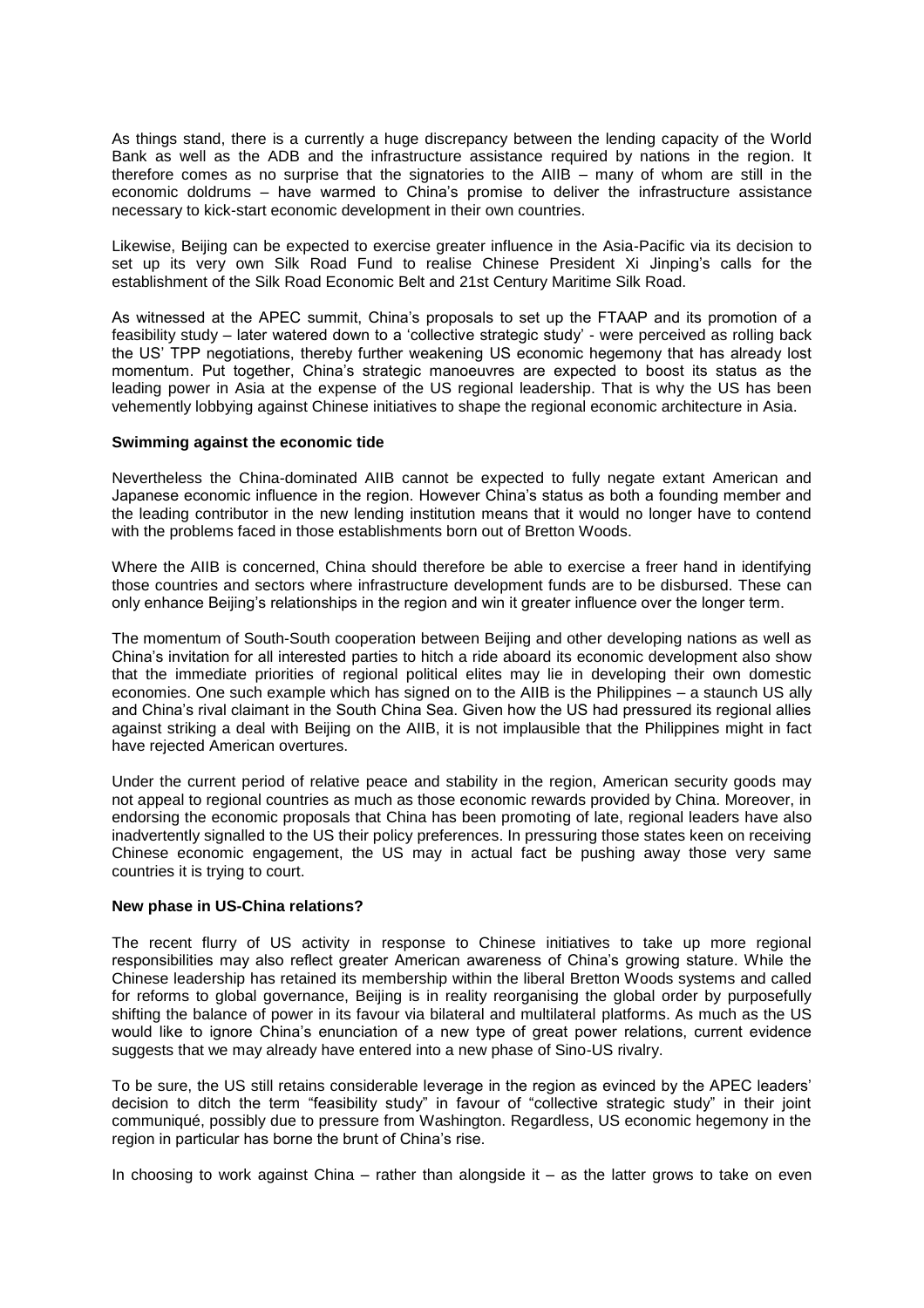As things stand, there is a currently a huge discrepancy between the lending capacity of the World Bank as well as the ADB and the infrastructure assistance required by nations in the region. It therefore comes as no surprise that the signatories to the AIIB – many of whom are still in the economic doldrums – have warmed to China's promise to deliver the infrastructure assistance necessary to kick-start economic development in their own countries.

Likewise, Beijing can be expected to exercise greater influence in the Asia-Pacific via its decision to set up its very own Silk Road Fund to realise Chinese President Xi Jinping's calls for the establishment of the Silk Road Economic Belt and 21st Century Maritime Silk Road.

As witnessed at the APEC summit, China's proposals to set up the FTAAP and its promotion of a feasibility study – later watered down to a 'collective strategic study' - were perceived as rolling back the US' TPP negotiations, thereby further weakening US economic hegemony that has already lost momentum. Put together, China's strategic manoeuvres are expected to boost its status as the leading power in Asia at the expense of the US regional leadership. That is why the US has been vehemently lobbying against Chinese initiatives to shape the regional economic architecture in Asia.

**Swimming against the economic tide**

Nevertheless the China-dominated AIIB cannot be expected to fully negate extant American and Japanese economic influence in the region. However China's status as both a founding member and the leading contributor in the new lending institution means that it would no longer have to contend with the problems faced in those establishments born out of Bretton Woods.

Where the AIIB is concerned, China should therefore be able to exercise a freer hand in identifying those countries and sectors where infrastructure development funds are to be disbursed. These can only enhance Beijing's relationships in the region and win it greater influence over the longer term.

The momentum of South-South cooperation between Beijing and other developing nations as well as China's invitation for all interested parties to hitch a ride aboard its economic development also show that the immediate priorities of regional political elites may lie in developing their own domestic economies. One such example which has signed on to the AIIB is the Philippines – a staunch US ally and China's rival claimant in the South China Sea. Given how the US had pressured its regional allies against striking a deal with Beijing on the AIIB, it is not implausible that the Philippines might in fact have rejected American overtures.

Under the current period of relative peace and stability in the region, American security goods may not appeal to regional countries as much as those economic rewards provided by China. Moreover, in endorsing the economic proposals that China has been promoting of late, regional leaders have also inadvertently signalled to the US their policy preferences. In pressuring those states keen on receiving Chinese economic engagement, the US may in actual fact be pushing away those very same countries it is trying to court.

**New phase in US-China relations?**

The recent flurry of US activity in response to Chinese initiatives to take up more regional responsibilities may also reflect greater American awareness of China's growing stature. While the Chinese leadership has retained its membership within the liberal Bretton Woods systems and called for reforms to global governance, Beijing is in reality reorganising the global order by purposefully shifting the balance of power in its favour via bilateral and multilateral platforms. As much as the US would like to ignore China's enunciation of a new type of great power relations, current evidence suggests that we may already have entered into a new phase of Sino-US rivalry.

To be sure, the US still retains considerable leverage in the region as evinced by the APEC leaders' decision to ditch the term "feasibility study" in favour of "collective strategic study" in their joint communiqué, possibly due to pressure from Washington. Regardless, US economic hegemony in the region in particular has borne the brunt of China's rise.

In choosing to work against China – rather than alongside it – as the latter grows to take on even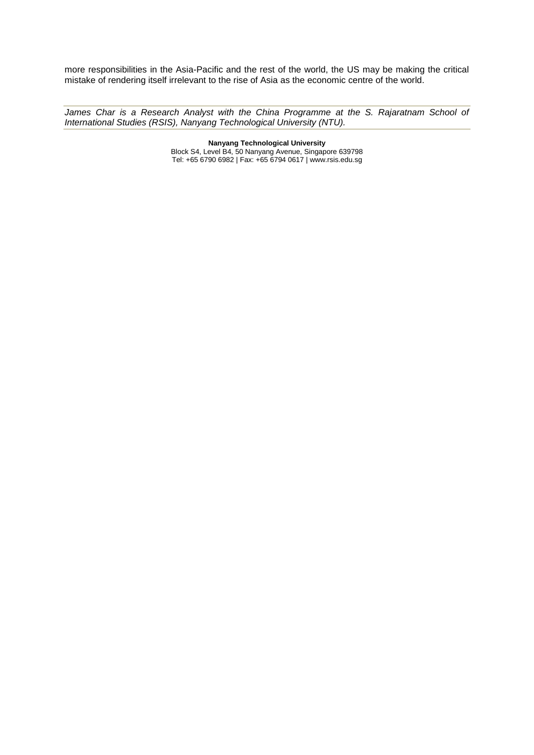more responsibilities in the Asia-Pacific and the rest of the world, the US may be making the critical mistake of rendering itself irrelevant to the rise of Asia as the economic centre of the world.

*James Char is a Research Analyst with the China Programme at the S. Rajaratnam School of International Studies (RSIS), Nanyang Technological University (NTU).*

**Nanyang Technological University**
Block S4, Level B4, 50 Nanyang Avenue, Singapore 639798
Tel: +65 6790 6982 | Fax: +65 6794 0617 | www.rsis.edu.sg